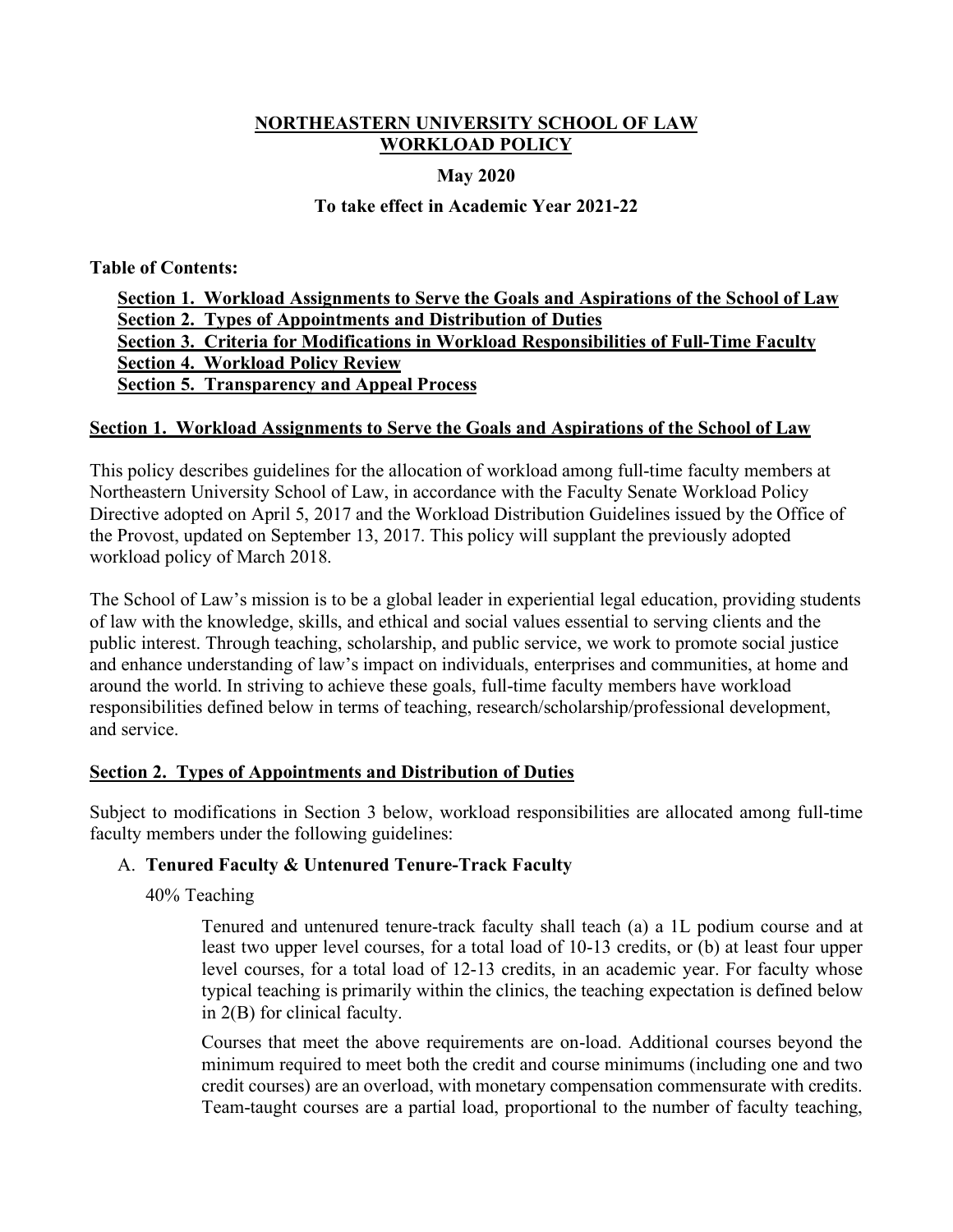# NORTHEASTERN UNIVERSITY SCHOOL OF LAW WORKLOAD POLICY

**May 2020**

**To take effect in Academic Year 2021-22**

**Table of Contents:**

- **Section 1. Workload Assignments to Serve the Goals and Aspirations of the School of Law**
- **Section 2. Types of Appointments and Distribution of Duties**
- **Section 3. Criteria for Modifications in Workload Responsibilities of Full-Time Faculty**
- **Section 4. Workload Policy Review**
- **Section 5. Transparency and Appeal Process**

## Section 1. Workload Assignments to Serve the Goals and Aspirations of the School of Law

This policy describes guidelines for the allocation of workload among full-time faculty members at Northeastern University School of Law, in accordance with the Faculty Senate Workload Policy Directive adopted on April 5, 2017 and the Workload Distribution Guidelines issued by the Office of the Provost, updated on September 13, 2017. This policy will supplant the previously adopted workload policy of March 2018.

The School of Law's mission is to be a global leader in experiential legal education, providing students of law with the knowledge, skills, and ethical and social values essential to serving clients and the public interest. Through teaching, scholarship, and public service, we work to promote social justice and enhance understanding of law's impact on individuals, enterprises and communities, at home and around the world. In striving to achieve these goals, full-time faculty members have workload responsibilities defined below in terms of teaching, research/scholarship/professional development, and service.

## Section 2. Types of Appointments and Distribution of Duties

Subject to modifications in Section 3 below, workload responsibilities are allocated among full-time faculty members under the following guidelines:

### A. Tenured Faculty & Untenured Tenure-Track Faculty

40% Teaching

Tenured and untenured tenure-track faculty shall teach (a) a 1L podium course and at least two upper level courses, for a total load of 10-13 credits, or (b) at least four upper level courses, for a total load of 12-13 credits, in an academic year. For faculty whose typical teaching is primarily within the clinics, the teaching expectation is defined below in 2(B) for clinical faculty.

Courses that meet the above requirements are on-load. Additional courses beyond the minimum required to meet both the credit and course minimums (including one and two credit courses) are an overload, with monetary compensation commensurate with credits. Team-taught courses are a partial load, proportional to the number of faculty teaching,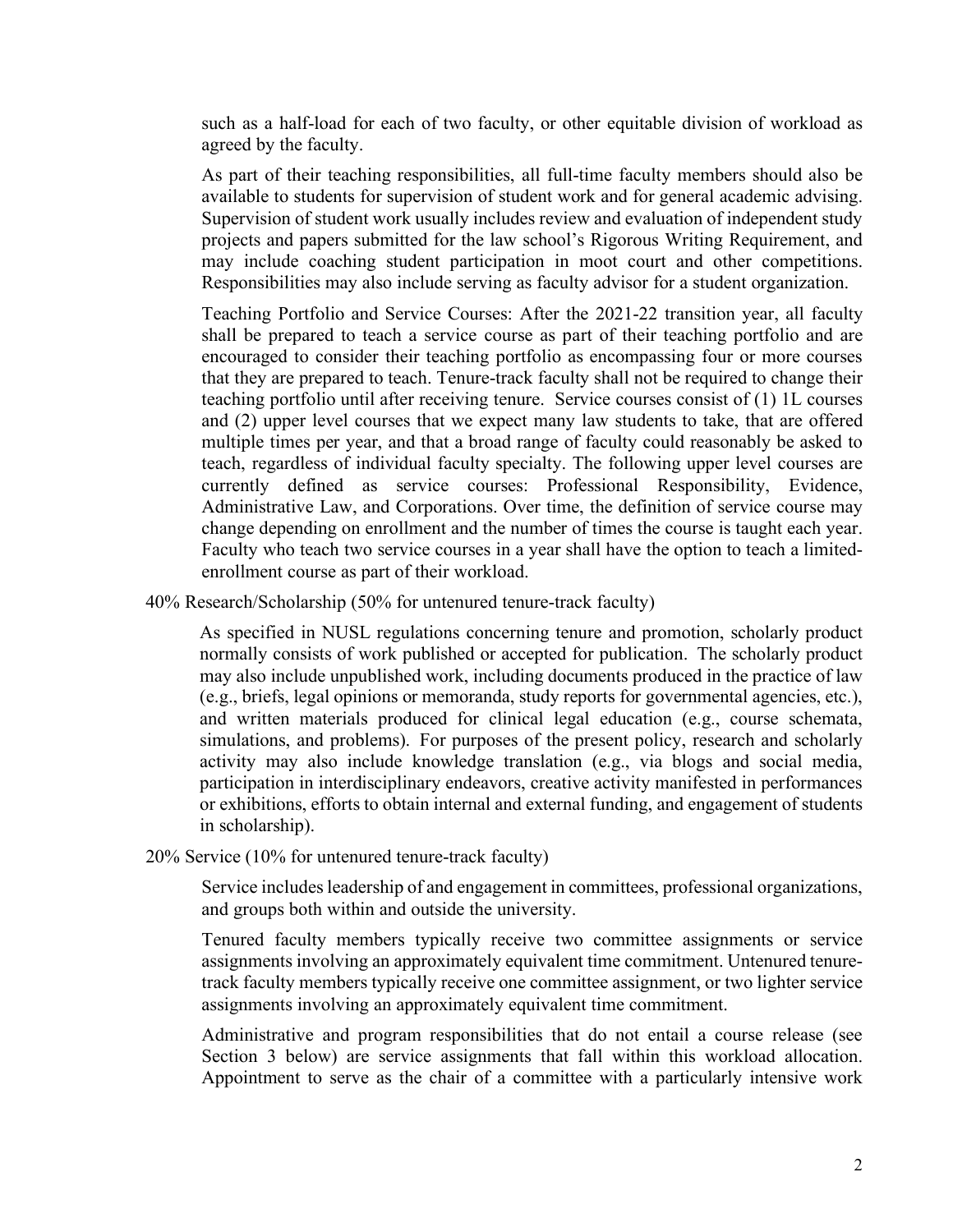such as a half-load for each of two faculty, or other equitable division of workload as agreed by the faculty.

As part of their teaching responsibilities, all full-time faculty members should also be available to students for supervision of student work and for general academic advising. Supervision of student work usually includes review and evaluation of independent study projects and papers submitted for the law school's Rigorous Writing Requirement, and may include coaching student participation in moot court and other competitions. Responsibilities may also include serving as faculty advisor for a student organization.

Teaching Portfolio and Service Courses: After the 2021-22 transition year, all faculty shall be prepared to teach a service course as part of their teaching portfolio and are encouraged to consider their teaching portfolio as encompassing four or more courses that they are prepared to teach. Tenure-track faculty shall not be required to change their teaching portfolio until after receiving tenure. Service courses consist of (1) 1L courses and (2) upper level courses that we expect many law students to take, that are offered multiple times per year, and that a broad range of faculty could reasonably be asked to teach, regardless of individual faculty specialty. The following upper level courses are currently defined as service courses: Professional Responsibility, Evidence, Administrative Law, and Corporations. Over time, the definition of service course may change depending on enrollment and the number of times the course is taught each year. Faculty who teach two service courses in a year shall have the option to teach a limited-enrollment course as part of their workload.

40% Research/Scholarship (50% for untenured tenure-track faculty)

As specified in NUSL regulations concerning tenure and promotion, scholarly product normally consists of work published or accepted for publication. The scholarly product may also include unpublished work, including documents produced in the practice of law (e.g., briefs, legal opinions or memoranda, study reports for governmental agencies, etc.), and written materials produced for clinical legal education (e.g., course schemata, simulations, and problems). For purposes of the present policy, research and scholarly activity may also include knowledge translation (e.g., via blogs and social media, participation in interdisciplinary endeavors, creative activity manifested in performances or exhibitions, efforts to obtain internal and external funding, and engagement of students in scholarship).

20% Service (10% for untenured tenure-track faculty)

Service includes leadership of and engagement in committees, professional organizations, and groups both within and outside the university.

Tenured faculty members typically receive two committee assignments or service assignments involving an approximately equivalent time commitment. Untenured tenure-track faculty members typically receive one committee assignment, or two lighter service assignments involving an approximately equivalent time commitment.

Administrative and program responsibilities that do not entail a course release (see Section 3 below) are service assignments that fall within this workload allocation. Appointment to serve as the chair of a committee with a particularly intensive work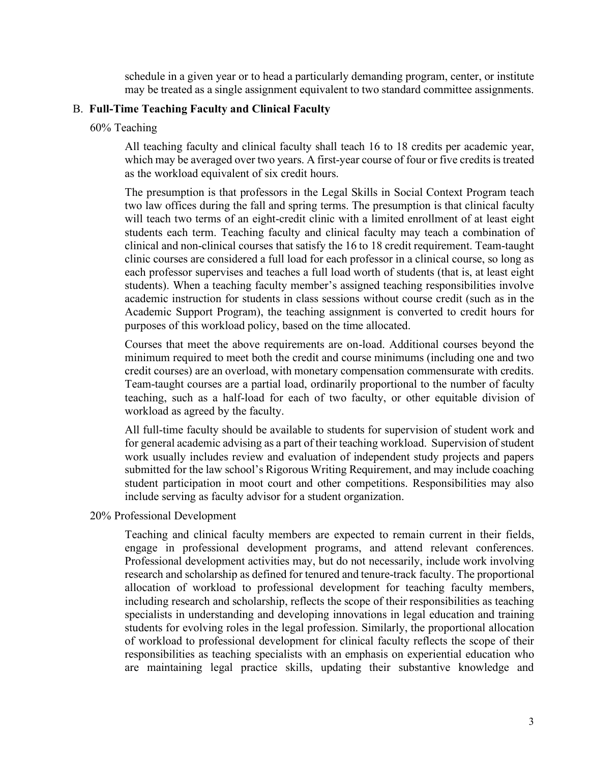schedule in a given year or to head a particularly demanding program, center, or institute may be treated as a single assignment equivalent to two standard committee assignments.

## B. **Full-Time Teaching Faculty and Clinical Faculty**

### 60% Teaching

All teaching faculty and clinical faculty shall teach 16 to 18 credits per academic year, which may be averaged over two years. A first-year course of four or five credits is treated as the workload equivalent of six credit hours.

The presumption is that professors in the Legal Skills in Social Context Program teach two law offices during the fall and spring terms. The presumption is that clinical faculty will teach two terms of an eight-credit clinic with a limited enrollment of at least eight students each term. Teaching faculty and clinical faculty may teach a combination of clinical and non-clinical courses that satisfy the 16 to 18 credit requirement. Team-taught clinic courses are considered a full load for each professor in a clinical course, so long as each professor supervises and teaches a full load worth of students (that is, at least eight students). When a teaching faculty member's assigned teaching responsibilities involve academic instruction for students in class sessions without course credit (such as in the Academic Support Program), the teaching assignment is converted to credit hours for purposes of this workload policy, based on the time allocated.

Courses that meet the above requirements are on-load. Additional courses beyond the minimum required to meet both the credit and course minimums (including one and two credit courses) are an overload, with monetary compensation commensurate with credits. Team-taught courses are a partial load, ordinarily proportional to the number of faculty teaching, such as a half-load for each of two faculty, or other equitable division of workload as agreed by the faculty.

All full-time faculty should be available to students for supervision of student work and for general academic advising as a part of their teaching workload. Supervision of student work usually includes review and evaluation of independent study projects and papers submitted for the law school's Rigorous Writing Requirement, and may include coaching student participation in moot court and other competitions. Responsibilities may also include serving as faculty advisor for a student organization.

### 20% Professional Development

Teaching and clinical faculty members are expected to remain current in their fields, engage in professional development programs, and attend relevant conferences. Professional development activities may, but do not necessarily, include work involving research and scholarship as defined for tenured and tenure-track faculty. The proportional allocation of workload to professional development for teaching faculty members, including research and scholarship, reflects the scope of their responsibilities as teaching specialists in understanding and developing innovations in legal education and training students for evolving roles in the legal profession. Similarly, the proportional allocation of workload to professional development for clinical faculty reflects the scope of their responsibilities as teaching specialists with an emphasis on experiential education who are maintaining legal practice skills, updating their substantive knowledge and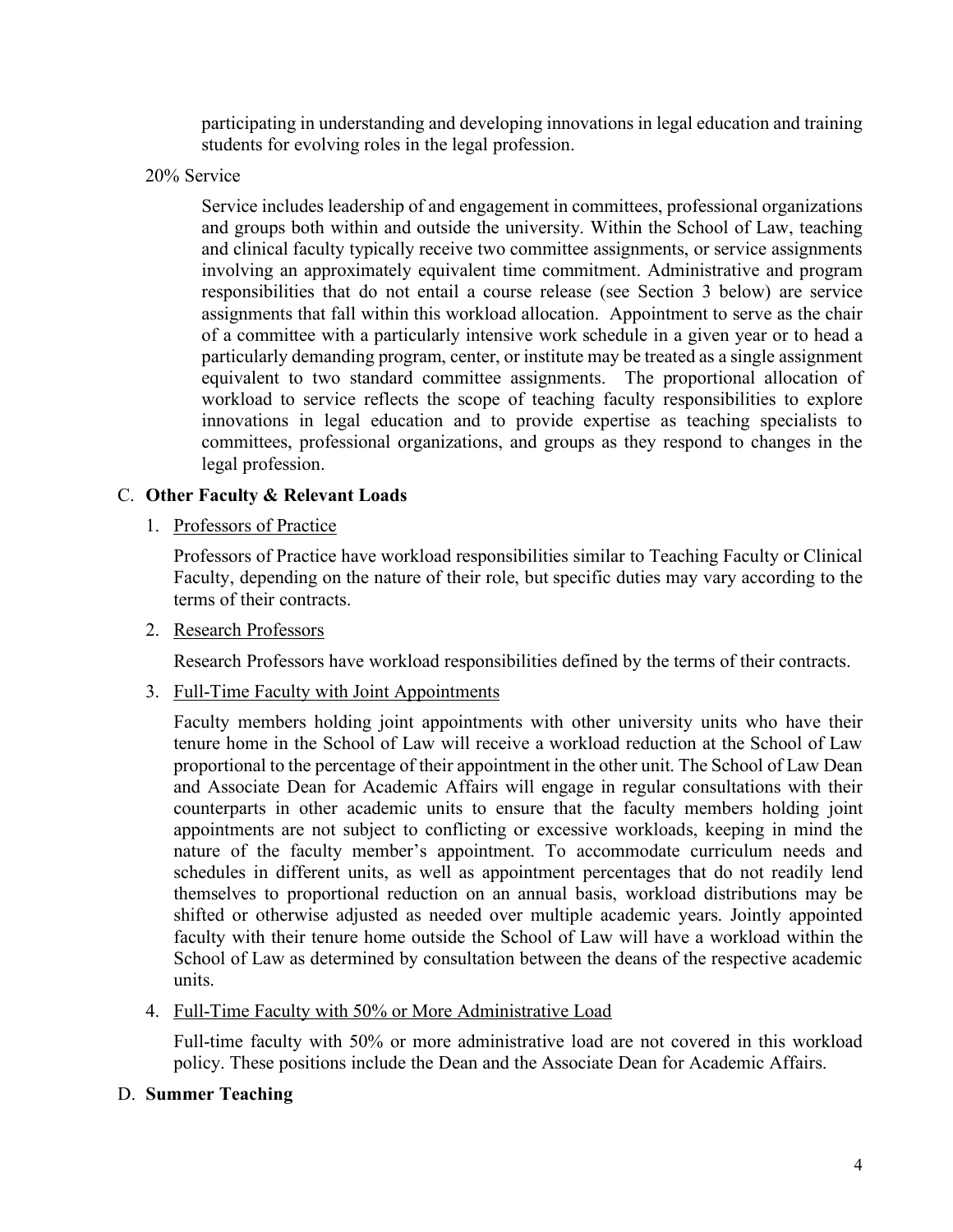participating in understanding and developing innovations in legal education and training students for evolving roles in the legal profession.

20% Service

Service includes leadership of and engagement in committees, professional organizations and groups both within and outside the university. Within the School of Law, teaching and clinical faculty typically receive two committee assignments, or service assignments involving an approximately equivalent time commitment. Administrative and program responsibilities that do not entail a course release (see Section 3 below) are service assignments that fall within this workload allocation. Appointment to serve as the chair of a committee with a particularly intensive work schedule in a given year or to head a particularly demanding program, center, or institute may be treated as a single assignment equivalent to two standard committee assignments. The proportional allocation of workload to service reflects the scope of teaching faculty responsibilities to explore innovations in legal education and to provide expertise as teaching specialists to committees, professional organizations, and groups as they respond to changes in the legal profession.

## C. **Other Faculty & Relevant Loads**

1. Professors of Practice

   Professors of Practice have workload responsibilities similar to Teaching Faculty or Clinical Faculty, depending on the nature of their role, but specific duties may vary according to the terms of their contracts.

2. Research Professors

   Research Professors have workload responsibilities defined by the terms of their contracts.

3. Full-Time Faculty with Joint Appointments

   Faculty members holding joint appointments with other university units who have their tenure home in the School of Law will receive a workload reduction at the School of Law proportional to the percentage of their appointment in the other unit. The School of Law Dean and Associate Dean for Academic Affairs will engage in regular consultations with their counterparts in other academic units to ensure that the faculty members holding joint appointments are not subject to conflicting or excessive workloads, keeping in mind the nature of the faculty member's appointment. To accommodate curriculum needs and schedules in different units, as well as appointment percentages that do not readily lend themselves to proportional reduction on an annual basis, workload distributions may be shifted or otherwise adjusted as needed over multiple academic years. Jointly appointed faculty with their tenure home outside the School of Law will have a workload within the School of Law as determined by consultation between the deans of the respective academic units.

4. Full-Time Faculty with 50% or More Administrative Load

   Full-time faculty with 50% or more administrative load are not covered in this workload policy. These positions include the Dean and the Associate Dean for Academic Affairs.

## D. **Summer Teaching**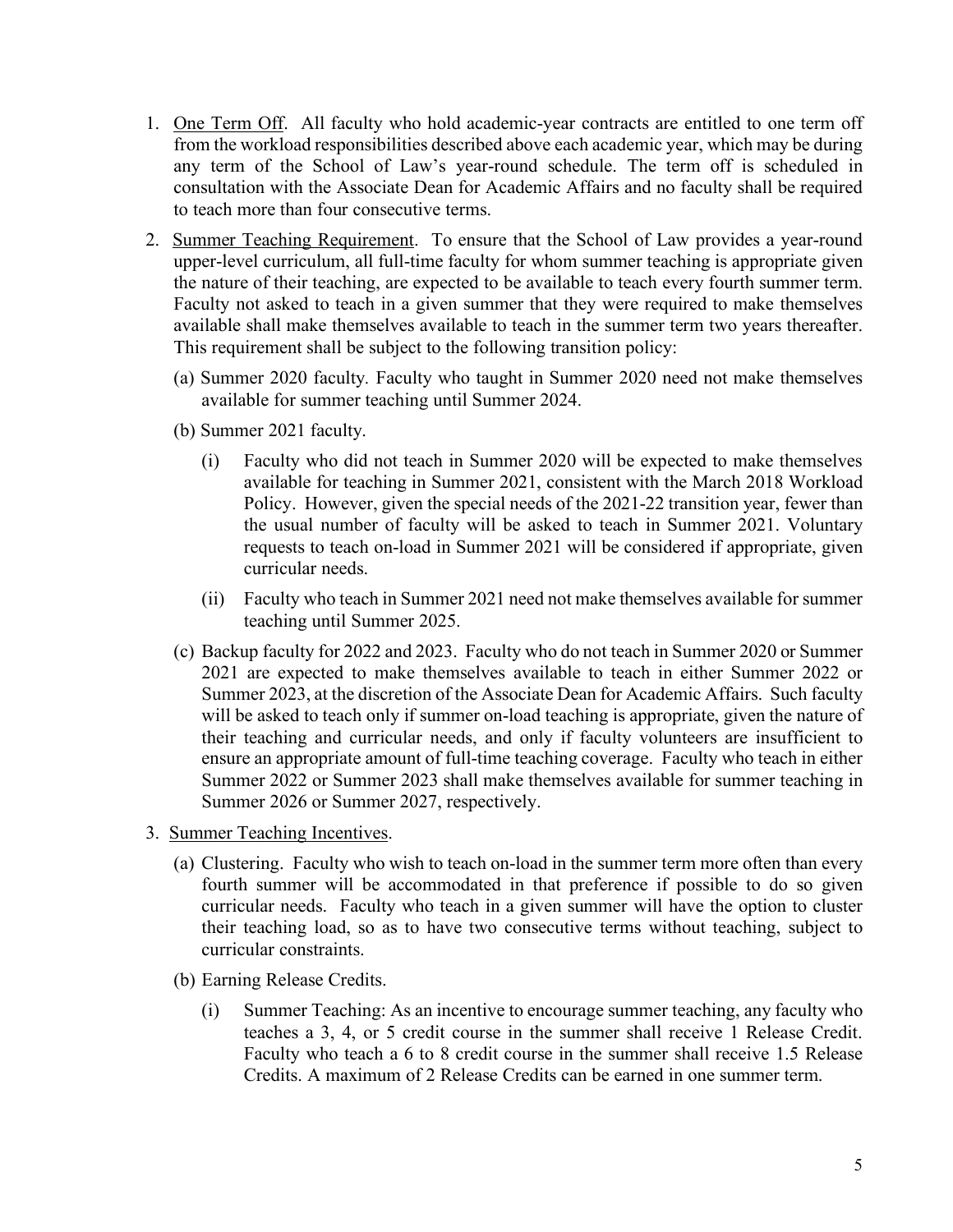1. One Term Off. All faculty who hold academic-year contracts are entitled to one term off from the workload responsibilities described above each academic year, which may be during any term of the School of Law's year-round schedule. The term off is scheduled in consultation with the Associate Dean for Academic Affairs and no faculty shall be required to teach more than four consecutive terms.

2. Summer Teaching Requirement. To ensure that the School of Law provides a year-round upper-level curriculum, all full-time faculty for whom summer teaching is appropriate given the nature of their teaching, are expected to be available to teach every fourth summer term. Faculty not asked to teach in a given summer that they were required to make themselves available shall make themselves available to teach in the summer term two years thereafter. This requirement shall be subject to the following transition policy:

   (a) Summer 2020 faculty. Faculty who taught in Summer 2020 need not make themselves available for summer teaching until Summer 2024.

   (b) Summer 2021 faculty.

      (i) Faculty who did not teach in Summer 2020 will be expected to make themselves available for teaching in Summer 2021, consistent with the March 2018 Workload Policy. However, given the special needs of the 2021-22 transition year, fewer than the usual number of faculty will be asked to teach in Summer 2021. Voluntary requests to teach on-load in Summer 2021 will be considered if appropriate, given curricular needs.

      (ii) Faculty who teach in Summer 2021 need not make themselves available for summer teaching until Summer 2025.

   (c) Backup faculty for 2022 and 2023. Faculty who do not teach in Summer 2020 or Summer 2021 are expected to make themselves available to teach in either Summer 2022 or Summer 2023, at the discretion of the Associate Dean for Academic Affairs. Such faculty will be asked to teach only if summer on-load teaching is appropriate, given the nature of their teaching and curricular needs, and only if faculty volunteers are insufficient to ensure an appropriate amount of full-time teaching coverage. Faculty who teach in either Summer 2022 or Summer 2023 shall make themselves available for summer teaching in Summer 2026 or Summer 2027, respectively.

3. Summer Teaching Incentives.

   (a) Clustering. Faculty who wish to teach on-load in the summer term more often than every fourth summer will be accommodated in that preference if possible to do so given curricular needs. Faculty who teach in a given summer will have the option to cluster their teaching load, so as to have two consecutive terms without teaching, subject to curricular constraints.

   (b) Earning Release Credits.

      (i) Summer Teaching: As an incentive to encourage summer teaching, any faculty who teaches a 3, 4, or 5 credit course in the summer shall receive 1 Release Credit. Faculty who teach a 6 to 8 credit course in the summer shall receive 1.5 Release Credits. A maximum of 2 Release Credits can be earned in one summer term.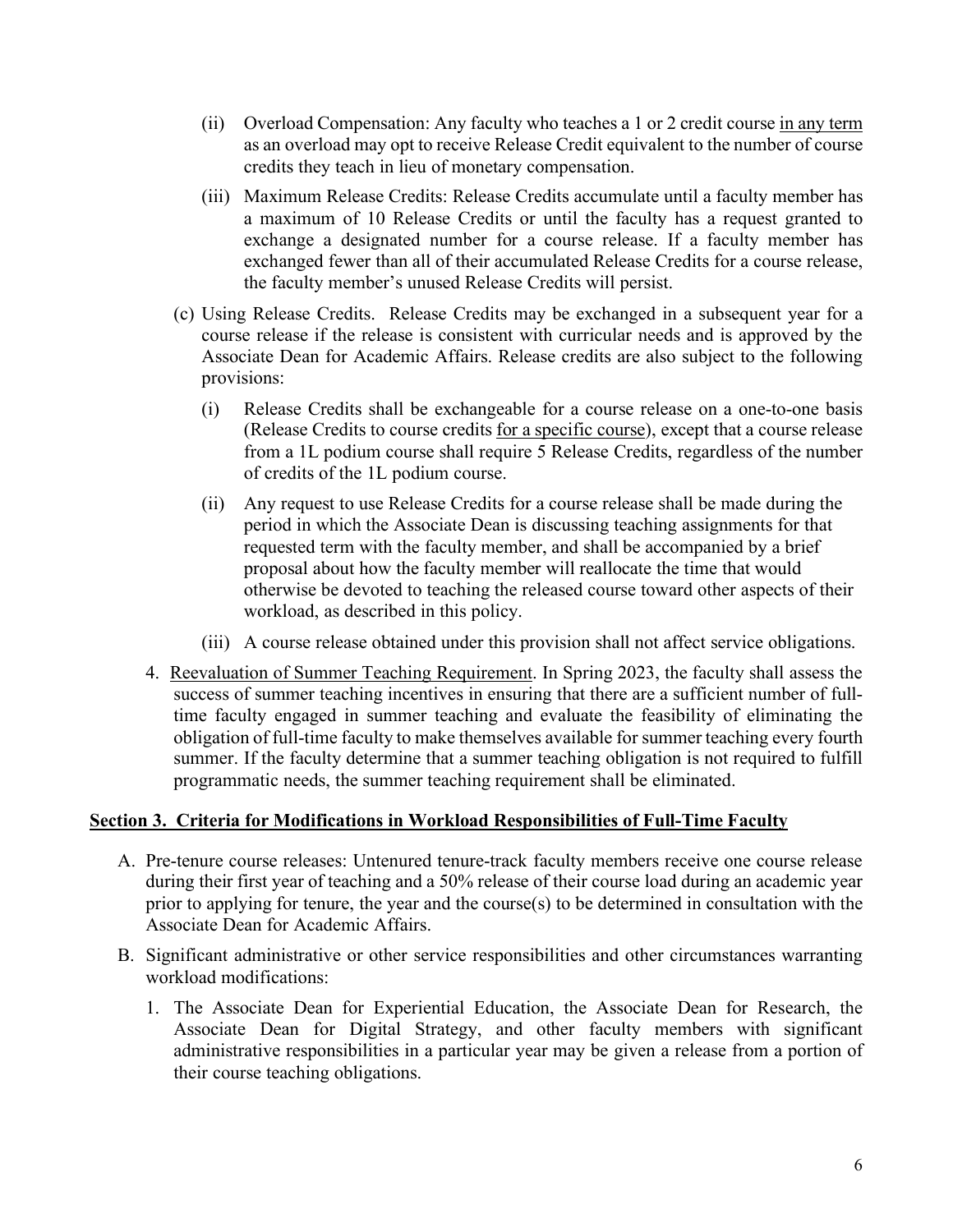(ii) Overload Compensation: Any faculty who teaches a 1 or 2 credit course <u>in any term</u> as an overload may opt to receive Release Credit equivalent to the number of course credits they teach in lieu of monetary compensation.

(iii) Maximum Release Credits: Release Credits accumulate until a faculty member has a maximum of 10 Release Credits or until the faculty has a request granted to exchange a designated number for a course release. If a faculty member has exchanged fewer than all of their accumulated Release Credits for a course release, the faculty member's unused Release Credits will persist.

(c) Using Release Credits. Release Credits may be exchanged in a subsequent year for a course release if the release is consistent with curricular needs and is approved by the Associate Dean for Academic Affairs. Release credits are also subject to the following provisions:

(i) Release Credits shall be exchangeable for a course release on a one-to-one basis (Release Credits to course credits <u>for a specific course</u>), except that a course release from a 1L podium course shall require 5 Release Credits, regardless of the number of credits of the 1L podium course.

(ii) Any request to use Release Credits for a course release shall be made during the period in which the Associate Dean is discussing teaching assignments for that requested term with the faculty member, and shall be accompanied by a brief proposal about how the faculty member will reallocate the time that would otherwise be devoted to teaching the released course toward other aspects of their workload, as described in this policy.

(iii) A course release obtained under this provision shall not affect service obligations.

4. <u>Reevaluation of Summer Teaching Requirement</u>. In Spring 2023, the faculty shall assess the success of summer teaching incentives in ensuring that there are a sufficient number of full-time faculty engaged in summer teaching and evaluate the feasibility of eliminating the obligation of full-time faculty to make themselves available for summer teaching every fourth summer. If the faculty determine that a summer teaching obligation is not required to fulfill programmatic needs, the summer teaching requirement shall be eliminated.

## <u>Section 3. Criteria for Modifications in Workload Responsibilities of Full-Time Faculty</u>

A. Pre-tenure course releases: Untenured tenure-track faculty members receive one course release during their first year of teaching and a 50% release of their course load during an academic year prior to applying for tenure, the year and the course(s) to be determined in consultation with the Associate Dean for Academic Affairs.

B. Significant administrative or other service responsibilities and other circumstances warranting workload modifications:

1. The Associate Dean for Experiential Education, the Associate Dean for Research, the Associate Dean for Digital Strategy, and other faculty members with significant administrative responsibilities in a particular year may be given a release from a portion of their course teaching obligations.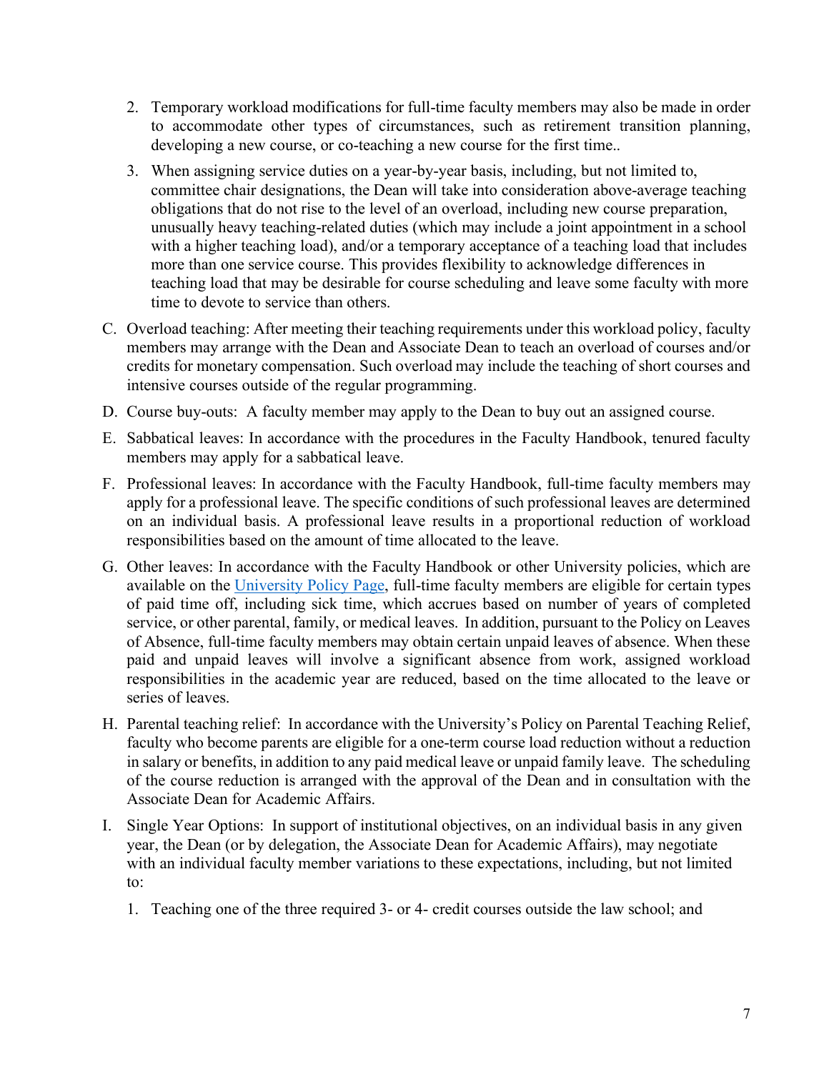2. Temporary workload modifications for full-time faculty members may also be made in order to accommodate other types of circumstances, such as retirement transition planning, developing a new course, or co-teaching a new course for the first time..
3. When assigning service duties on a year-by-year basis, including, but not limited to, committee chair designations, the Dean will take into consideration above-average teaching obligations that do not rise to the level of an overload, including new course preparation, unusually heavy teaching-related duties (which may include a joint appointment in a school with a higher teaching load), and/or a temporary acceptance of a teaching load that includes more than one service course. This provides flexibility to acknowledge differences in teaching load that may be desirable for course scheduling and leave some faculty with more time to devote to service than others.

C. Overload teaching: After meeting their teaching requirements under this workload policy, faculty members may arrange with the Dean and Associate Dean to teach an overload of courses and/or credits for monetary compensation. Such overload may include the teaching of short courses and intensive courses outside of the regular programming.

D. Course buy-outs: A faculty member may apply to the Dean to buy out an assigned course.

E. Sabbatical leaves: In accordance with the procedures in the Faculty Handbook, tenured faculty members may apply for a sabbatical leave.

F. Professional leaves: In accordance with the Faculty Handbook, full-time faculty members may apply for a professional leave. The specific conditions of such professional leaves are determined on an individual basis. A professional leave results in a proportional reduction of workload responsibilities based on the amount of time allocated to the leave.

G. Other leaves: In accordance with the Faculty Handbook or other University policies, which are available on the University Policy Page, full-time faculty members are eligible for certain types of paid time off, including sick time, which accrues based on number of years of completed service, or other parental, family, or medical leaves. In addition, pursuant to the Policy on Leaves of Absence, full-time faculty members may obtain certain unpaid leaves of absence. When these paid and unpaid leaves will involve a significant absence from work, assigned workload responsibilities in the academic year are reduced, based on the time allocated to the leave or series of leaves.

H. Parental teaching relief: In accordance with the University's Policy on Parental Teaching Relief, faculty who become parents are eligible for a one-term course load reduction without a reduction in salary or benefits, in addition to any paid medical leave or unpaid family leave. The scheduling of the course reduction is arranged with the approval of the Dean and in consultation with the Associate Dean for Academic Affairs.

I. Single Year Options: In support of institutional objectives, on an individual basis in any given year, the Dean (or by delegation, the Associate Dean for Academic Affairs), may negotiate with an individual faculty member variations to these expectations, including, but not limited to:

1. Teaching one of the three required 3- or 4- credit courses outside the law school; and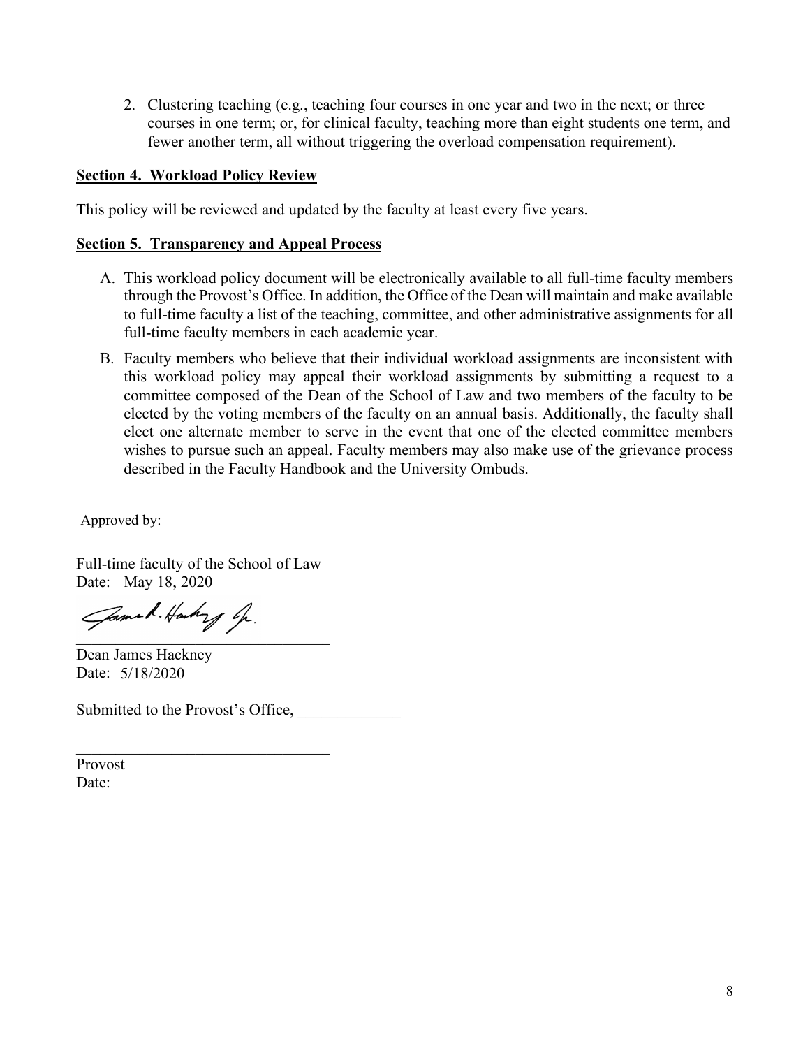2. Clustering teaching (e.g., teaching four courses in one year and two in the next; or three courses in one term; or, for clinical faculty, teaching more than eight students one term, and fewer another term, all without triggering the overload compensation requirement).

**Section 4. Workload Policy Review**

This policy will be reviewed and updated by the faculty at least every five years.

**Section 5. Transparency and Appeal Process**

A. This workload policy document will be electronically available to all full-time faculty members through the Provost's Office. In addition, the Office of the Dean will maintain and make available to full-time faculty a list of the teaching, committee, and other administrative assignments for all full-time faculty members in each academic year.

B. Faculty members who believe that their individual workload assignments are inconsistent with this workload policy may appeal their workload assignments by submitting a request to a committee composed of the Dean of the School of Law and two members of the faculty to be elected by the voting members of the faculty on an annual basis. Additionally, the faculty shall elect one alternate member to serve in the event that one of the elected committee members wishes to pursue such an appeal. Faculty members may also make use of the grievance process described in the Faculty Handbook and the University Ombuds.

Approved by:

Full-time faculty of the School of Law
Date: May 18, 2020

________________________________
Dean James Hackney
Date: 5/18/2020

Submitted to the Provost's Office, _____________

________________________________
Provost
Date: